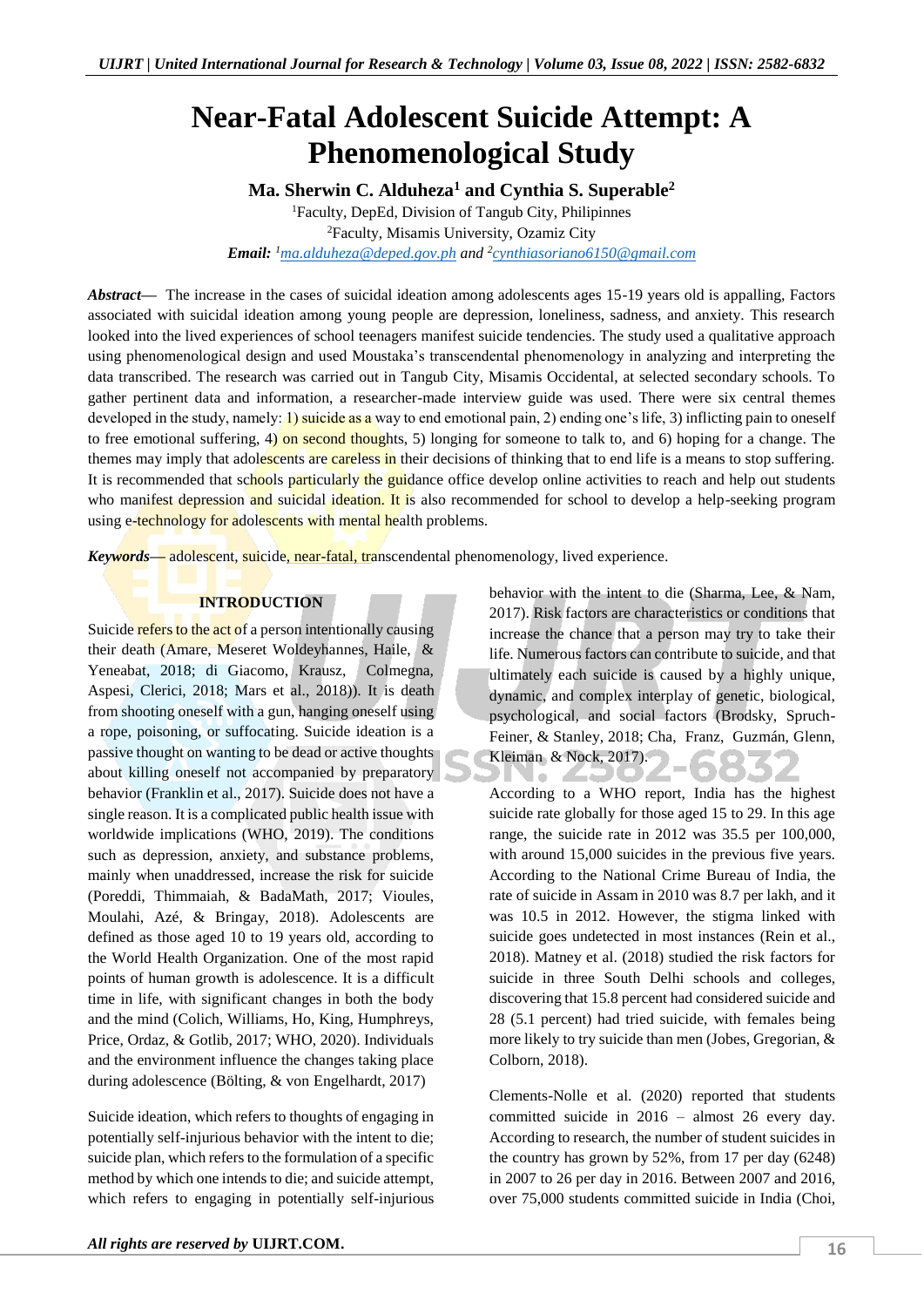# Near-Fatal Adolescent Suicide Attempt: A Phenomenological Study

**Ma. Sherwin C. Alduheza[1] and Cynthia S. Superable[2]**

[1]Faculty, DepEd, Division of Tangub City, Philipinnes
[2]Faculty, Misamis University, Ozamiz City
***Email:*** *[1]ma.alduheza@deped.gov.ph and [2]cynthiasoriano6150@gmail.com*

***Abstract*—** The increase in the cases of suicidal ideation among adolescents ages 15-19 years old is appalling, Factors associated with suicidal ideation among young people are depression, loneliness, sadness, and anxiety. This research looked into the lived experiences of school teenagers manifest suicide tendencies. The study used a qualitative approach using phenomenological design and used Moustaka's transcendental phenomenology in analyzing and interpreting the data transcribed. The research was carried out in Tangub City, Misamis Occidental, at selected secondary schools. To gather pertinent data and information, a researcher-made interview guide was used. There were six central themes developed in the study, namely: 1) suicide as a way to end emotional pain, 2) ending one's life, 3) inflicting pain to oneself to free emotional suffering, 4) on second thoughts, 5) longing for someone to talk to, and 6) hoping for a change. The themes may imply that adolescents are careless in their decisions of thinking that to end life is a means to stop suffering. It is recommended that schools particularly the guidance office develop online activities to reach and help out students who manifest depression and suicidal ideation. It is also recommended for school to develop a help-seeking program using e-technology for adolescents with mental health problems.

***Keywords*—** adolescent, suicide, near-fatal, transcendental phenomenology, lived experience.

## INTRODUCTION

Suicide refers to the act of a person intentionally causing their death (Amare, Meseret Woldeyhannes, Haile, & Yeneabat, 2018; di Giacomo, Krausz, Colmegna, Aspesi, Clerici, 2018; Mars et al., 2018)). It is death from shooting oneself with a gun, hanging oneself using a rope, poisoning, or suffocating. Suicide ideation is a passive thought on wanting to be dead or active thoughts about killing oneself not accompanied by preparatory behavior (Franklin et al., 2017). Suicide does not have a single reason. It is a complicated public health issue with worldwide implications (WHO, 2019). The conditions such as depression, anxiety, and substance problems, mainly when unaddressed, increase the risk for suicide (Poreddi, Thimmaiah, & BadaMath, 2017; Vioules, Moulahi, Azé, & Bringay, 2018). Adolescents are defined as those aged 10 to 19 years old, according to the World Health Organization. One of the most rapid points of human growth is adolescence. It is a difficult time in life, with significant changes in both the body and the mind (Colich, Williams, Ho, King, Humphreys, Price, Ordaz, & Gotlib, 2017; WHO, 2020). Individuals and the environment influence the changes taking place during adolescence (Bölting, & von Engelhardt, 2017)

Suicide ideation, which refers to thoughts of engaging in potentially self-injurious behavior with the intent to die; suicide plan, which refers to the formulation of a specific method by which one intends to die; and suicide attempt, which refers to engaging in potentially self-injurious behavior with the intent to die (Sharma, Lee, & Nam, 2017). Risk factors are characteristics or conditions that increase the chance that a person may try to take their life. Numerous factors can contribute to suicide, and that ultimately each suicide is caused by a highly unique, dynamic, and complex interplay of genetic, biological, psychological, and social factors (Brodsky, Spruch-Feiner, & Stanley, 2018; Cha, Franz, Guzmán, Glenn, Kleiman, & Nock, 2017).

According to a WHO report, India has the highest suicide rate globally for those aged 15 to 29. In this age range, the suicide rate in 2012 was 35.5 per 100,000, with around 15,000 suicides in the previous five years. According to the National Crime Bureau of India, the rate of suicide in Assam in 2010 was 8.7 per lakh, and it was 10.5 in 2012. However, the stigma linked with suicide goes undetected in most instances (Rein et al., 2018). Matney et al. (2018) studied the risk factors for suicide in three South Delhi schools and colleges, discovering that 15.8 percent had considered suicide and 28 (5.1 percent) had tried suicide, with females being more likely to try suicide than men (Jobes, Gregorian, & Colborn, 2018).

Clements-Nolle et al. (2020) reported that students committed suicide in 2016 – almost 26 every day. According to research, the number of student suicides in the country has grown by 52%, from 17 per day (6248) in 2007 to 26 per day in 2016. Between 2007 and 2016, over 75,000 students committed suicide in India (Choi,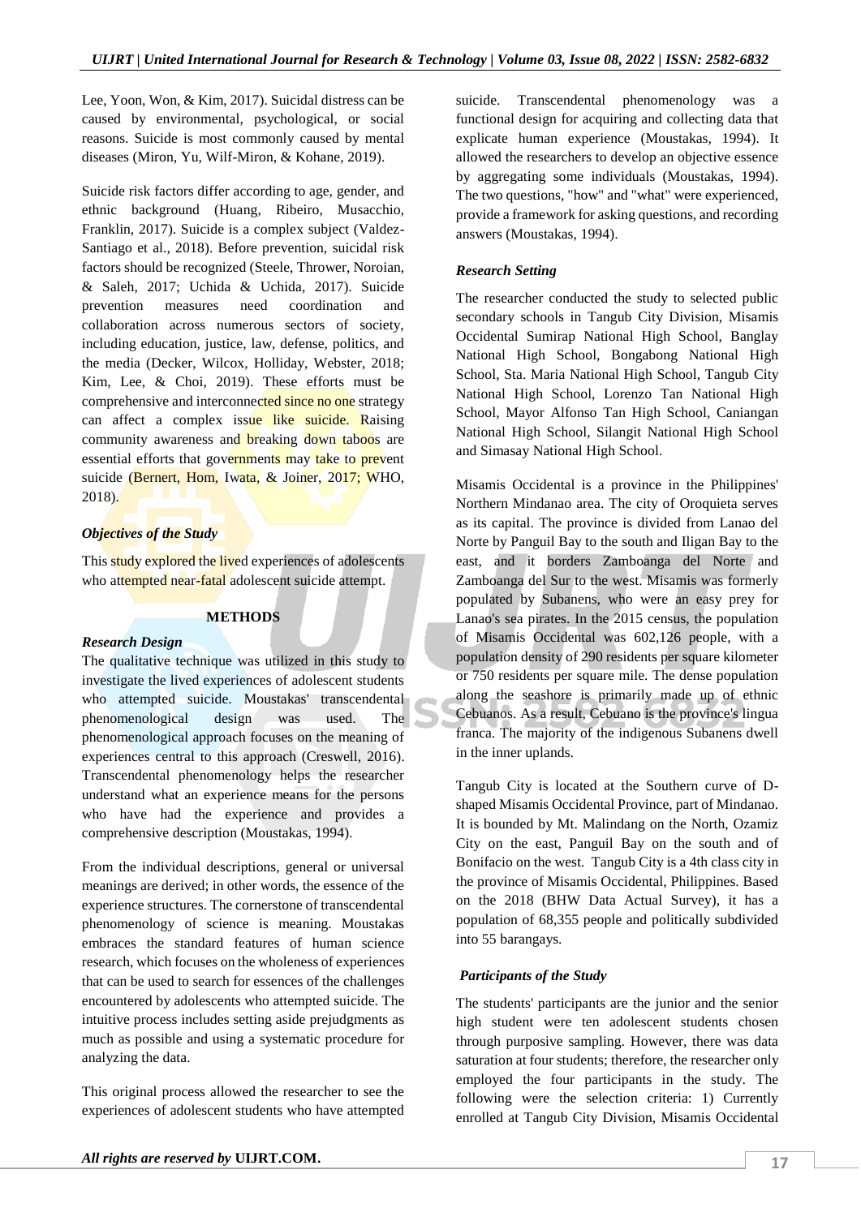Lee, Yoon, Won, & Kim, 2017). Suicidal distress can be caused by environmental, psychological, or social reasons. Suicide is most commonly caused by mental diseases (Miron, Yu, Wilf-Miron, & Kohane, 2019).

Suicide risk factors differ according to age, gender, and ethnic background (Huang, Ribeiro, Musacchio, Franklin, 2017). Suicide is a complex subject (Valdez-Santiago et al., 2018). Before prevention, suicidal risk factors should be recognized (Steele, Thrower, Noroian, & Saleh, 2017; Uchida & Uchida, 2017). Suicide prevention measures need coordination and collaboration across numerous sectors of society, including education, justice, law, defense, politics, and the media (Decker, Wilcox, Holliday, Webster, 2018; Kim, Lee, & Choi, 2019). These efforts must be comprehensive and interconnected since no one strategy can affect a complex issue like suicide. Raising community awareness and breaking down taboos are essential efforts that governments may take to prevent suicide (Bernert, Hom, Iwata, & Joiner, 2017; WHO, 2018).

### *Objectives of the Study*

This study explored the lived experiences of adolescents who attempted near-fatal adolescent suicide attempt.

## METHODS

### *Research Design*

The qualitative technique was utilized in this study to investigate the lived experiences of adolescent students who attempted suicide. Moustakas' transcendental phenomenological design was used. The phenomenological approach focuses on the meaning of experiences central to this approach (Creswell, 2016). Transcendental phenomenology helps the researcher understand what an experience means for the persons who have had the experience and provides a comprehensive description (Moustakas, 1994).

From the individual descriptions, general or universal meanings are derived; in other words, the essence of the experience structures. The cornerstone of transcendental phenomenology of science is meaning. Moustakas embraces the standard features of human science research, which focuses on the wholeness of experiences that can be used to search for essences of the challenges encountered by adolescents who attempted suicide. The intuitive process includes setting aside prejudgments as much as possible and using a systematic procedure for analyzing the data.

This original process allowed the researcher to see the experiences of adolescent students who have attempted suicide. Transcendental phenomenology was a functional design for acquiring and collecting data that explicate human experience (Moustakas, 1994). It allowed the researchers to develop an objective essence by aggregating some individuals (Moustakas, 1994). The two questions, "how" and "what" were experienced, provide a framework for asking questions, and recording answers (Moustakas, 1994).

### *Research Setting*

The researcher conducted the study to selected public secondary schools in Tangub City Division, Misamis Occidental Sumirap National High School, Banglay National High School, Bongabong National High School, Sta. Maria National High School, Tangub City National High School, Lorenzo Tan National High School, Mayor Alfonso Tan High School, Caniangan National High School, Silangit National High School and Simasay National High School.

Misamis Occidental is a province in the Philippines' Northern Mindanao area. The city of Oroquieta serves as its capital. The province is divided from Lanao del Norte by Panguil Bay to the south and Iligan Bay to the east, and it borders Zamboanga del Norte and Zamboanga del Sur to the west. Misamis was formerly populated by Subanens, who were an easy prey for Lanao's sea pirates. In the 2015 census, the population of Misamis Occidental was 602,126 people, with a population density of 290 residents per square kilometer or 750 residents per square mile. The dense population along the seashore is primarily made up of ethnic Cebuanos. As a result, Cebuano is the province's lingua franca. The majority of the indigenous Subanens dwell in the inner uplands.

Tangub City is located at the Southern curve of D-shaped Misamis Occidental Province, part of Mindanao. It is bounded by Mt. Malindang on the North, Ozamiz City on the east, Panguil Bay on the south and of Bonifacio on the west. Tangub City is a 4th class city in the province of Misamis Occidental, Philippines. Based on the 2018 (BHW Data Actual Survey), it has a population of 68,355 people and politically subdivided into 55 barangays.

### *Participants of the Study*

The students' participants are the junior and the senior high student were ten adolescent students chosen through purposive sampling. However, there was data saturation at four students; therefore, the researcher only employed the four participants in the study. The following were the selection criteria: 1) Currently enrolled at Tangub City Division, Misamis Occidental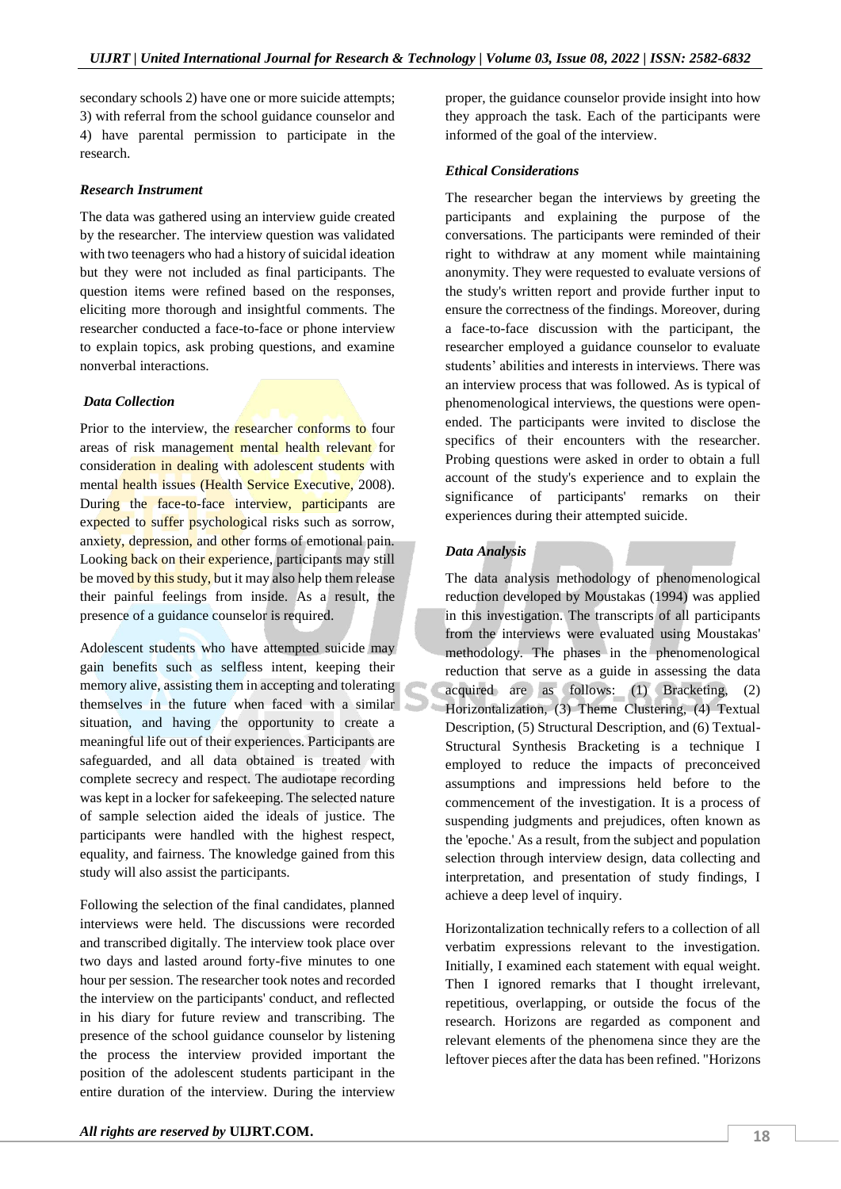secondary schools 2) have one or more suicide attempts; 3) with referral from the school guidance counselor and 4) have parental permission to participate in the research.

***Research Instrument***

The data was gathered using an interview guide created by the researcher. The interview question was validated with two teenagers who had a history of suicidal ideation but they were not included as final participants. The question items were refined based on the responses, eliciting more thorough and insightful comments. The researcher conducted a face-to-face or phone interview to explain topics, ask probing questions, and examine nonverbal interactions.

***Data Collection***

Prior to the interview, the researcher conforms to four areas of risk management mental health relevant for consideration in dealing with adolescent students with mental health issues (Health Service Executive, 2008). During the face-to-face interview, participants are expected to suffer psychological risks such as sorrow, anxiety, depression, and other forms of emotional pain. Looking back on their experience, participants may still be moved by this study, but it may also help them release their painful feelings from inside. As a result, the presence of a guidance counselor is required.

Adolescent students who have attempted suicide may gain benefits such as selfless intent, keeping their memory alive, assisting them in accepting and tolerating themselves in the future when faced with a similar situation, and having the opportunity to create a meaningful life out of their experiences. Participants are safeguarded, and all data obtained is treated with complete secrecy and respect. The audiotape recording was kept in a locker for safekeeping. The selected nature of sample selection aided the ideals of justice. The participants were handled with the highest respect, equality, and fairness. The knowledge gained from this study will also assist the participants.

Following the selection of the final candidates, planned interviews were held. The discussions were recorded and transcribed digitally. The interview took place over two days and lasted around forty-five minutes to one hour per session. The researcher took notes and recorded the interview on the participants' conduct, and reflected in his diary for future review and transcribing. The presence of the school guidance counselor by listening the process the interview provided important the position of the adolescent students participant in the entire duration of the interview. During the interview proper, the guidance counselor provide insight into how they approach the task. Each of the participants were informed of the goal of the interview.

***Ethical Considerations***

The researcher began the interviews by greeting the participants and explaining the purpose of the conversations. The participants were reminded of their right to withdraw at any moment while maintaining anonymity. They were requested to evaluate versions of the study's written report and provide further input to ensure the correctness of the findings. Moreover, during a face-to-face discussion with the participant, the researcher employed a guidance counselor to evaluate students' abilities and interests in interviews. There was an interview process that was followed. As is typical of phenomenological interviews, the questions were open-ended. The participants were invited to disclose the specifics of their encounters with the researcher. Probing questions were asked in order to obtain a full account of the study's experience and to explain the significance of participants' remarks on their experiences during their attempted suicide.

***Data Analysis***

The data analysis methodology of phenomenological reduction developed by Moustakas (1994) was applied in this investigation. The transcripts of all participants from the interviews were evaluated using Moustakas' methodology. The phases in the phenomenological reduction that serve as a guide in assessing the data acquired are as follows: (1) Bracketing, (2) Horizontalization, (3) Theme Clustering, (4) Textual Description, (5) Structural Description, and (6) Textual-Structural Synthesis Bracketing is a technique I employed to reduce the impacts of preconceived assumptions and impressions held before to the commencement of the investigation. It is a process of suspending judgments and prejudices, often known as the 'epoche.' As a result, from the subject and population selection through interview design, data collecting and interpretation, and presentation of study findings, I achieve a deep level of inquiry.

Horizontalization technically refers to a collection of all verbatim expressions relevant to the investigation. Initially, I examined each statement with equal weight. Then I ignored remarks that I thought irrelevant, repetitious, overlapping, or outside the focus of the research. Horizons are regarded as component and relevant elements of the phenomena since they are the leftover pieces after the data has been refined. "Horizons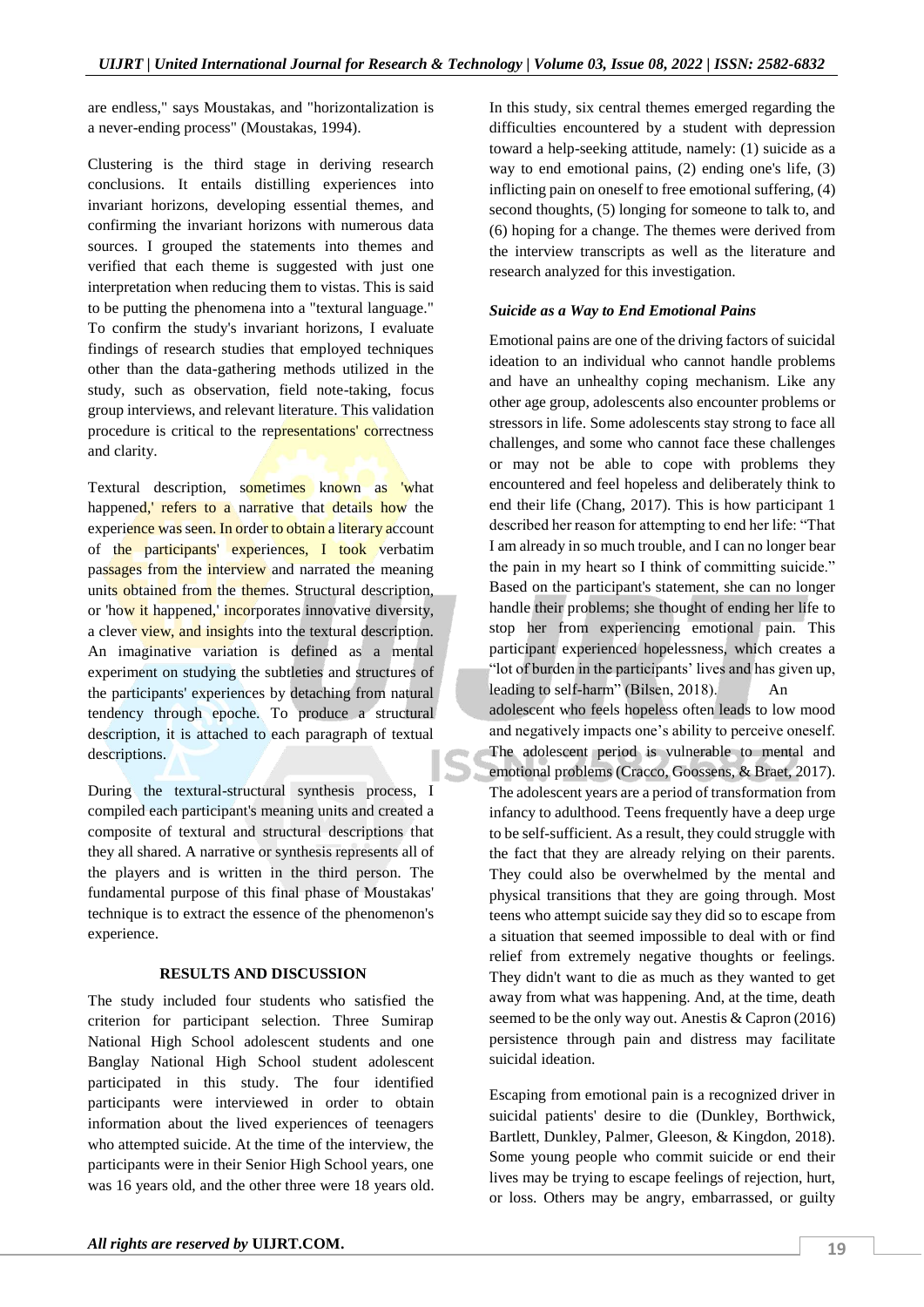are endless," says Moustakas, and "horizontalization is a never-ending process" (Moustakas, 1994).

Clustering is the third stage in deriving research conclusions. It entails distilling experiences into invariant horizons, developing essential themes, and confirming the invariant horizons with numerous data sources. I grouped the statements into themes and verified that each theme is suggested with just one interpretation when reducing them to vistas. This is said to be putting the phenomena into a "textural language." To confirm the study's invariant horizons, I evaluate findings of research studies that employed techniques other than the data-gathering methods utilized in the study, such as observation, field note-taking, focus group interviews, and relevant literature. This validation procedure is critical to the representations' correctness and clarity.

Textural description, sometimes known as 'what happened,' refers to a narrative that details how the experience was seen. In order to obtain a literary account of the participants' experiences, I took verbatim passages from the interview and narrated the meaning units obtained from the themes. Structural description, or 'how it happened,' incorporates innovative diversity, a clever view, and insights into the textural description. An imaginative variation is defined as a mental experiment on studying the subtleties and structures of the participants' experiences by detaching from natural tendency through epoche. To produce a structural description, it is attached to each paragraph of textural descriptions.

During the textural-structural synthesis process, I compiled each participant's meaning units and created a composite of textural and structural descriptions that they all shared. A narrative or synthesis represents all of the players and is written in the third person. The fundamental purpose of this final phase of Moustakas' technique is to extract the essence of the phenomenon's experience.

## RESULTS AND DISCUSSION

The study included four students who satisfied the criterion for participant selection. Three Sumirap National High School adolescent students and one Banglay National High School student adolescent participated in this study. The four identified participants were interviewed in order to obtain information about the lived experiences of teenagers who attempted suicide. At the time of the interview, the participants were in their Senior High School years, one was 16 years old, and the other three were 18 years old.

In this study, six central themes emerged regarding the difficulties encountered by a student with depression toward a help-seeking attitude, namely: (1) suicide as a way to end emotional pains, (2) ending one's life, (3) inflicting pain on oneself to free emotional suffering, (4) second thoughts, (5) longing for someone to talk to, and (6) hoping for a change. The themes were derived from the interview transcripts as well as the literature and research analyzed for this investigation.

### *Suicide as a Way to End Emotional Pains*

Emotional pains are one of the driving factors of suicidal ideation to an individual who cannot handle problems and have an unhealthy coping mechanism. Like any other age group, adolescents also encounter problems or stressors in life. Some adolescents stay strong to face all challenges, and some who cannot face these challenges or may not be able to cope with problems they encountered and feel hopeless and deliberately think to end their life (Chang, 2017). This is how participant 1 described her reason for attempting to end her life: "That I am already in so much trouble, and I can no longer bear the pain in my heart so I think of committing suicide." Based on the participant's statement, she can no longer handle their problems; she thought of ending her life to stop her from experiencing emotional pain. This participant experienced hopelessness, which creates a "lot of burden in the participants' lives and has given up, leading to self-harm" (Bilsen, 2018). An adolescent who feels hopeless often leads to low mood and negatively impacts one's ability to perceive oneself. The adolescent period is vulnerable to mental and emotional problems (Cracco, Goossens, & Braet, 2017). The adolescent years are a period of transformation from infancy to adulthood. Teens frequently have a deep urge to be self-sufficient. As a result, they could struggle with the fact that they are already relying on their parents. They could also be overwhelmed by the mental and physical transitions that they are going through. Most teens who attempt suicide say they did so to escape from a situation that seemed impossible to deal with or find relief from extremely negative thoughts or feelings. They didn't want to die as much as they wanted to get away from what was happening. And, at the time, death seemed to be the only way out. Anestis & Capron (2016) persistence through pain and distress may facilitate suicidal ideation.

Escaping from emotional pain is a recognized driver in suicidal patients' desire to die (Dunkley, Borthwick, Bartlett, Dunkley, Palmer, Gleeson, & Kingdon, 2018). Some young people who commit suicide or end their lives may be trying to escape feelings of rejection, hurt, or loss. Others may be angry, embarrassed, or guilty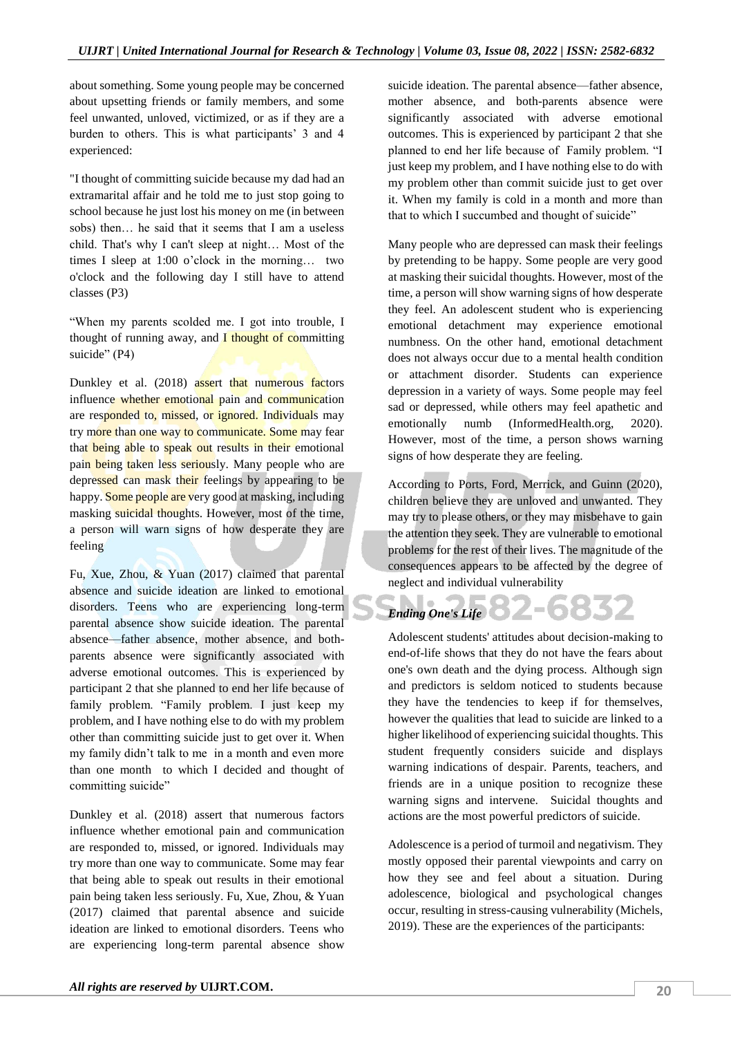about something. Some young people may be concerned about upsetting friends or family members, and some feel unwanted, unloved, victimized, or as if they are a burden to others. This is what participants' 3 and 4 experienced:

"I thought of committing suicide because my dad had an extramarital affair and he told me to just stop going to school because he just lost his money on me (in between sobs) then… he said that it seems that I am a useless child. That's why I can't sleep at night… Most of the times I sleep at 1:00 o'clock in the morning… two o'clock and the following day I still have to attend classes (P3)

"When my parents scolded me. I got into trouble, I thought of running away, and I thought of committing suicide" (P4)

Dunkley et al. (2018) assert that numerous factors influence whether emotional pain and communication are responded to, missed, or ignored. Individuals may try more than one way to communicate. Some may fear that being able to speak out results in their emotional pain being taken less seriously. Many people who are depressed can mask their feelings by appearing to be happy. Some people are very good at masking, including masking suicidal thoughts. However, most of the time, a person will warn signs of how desperate they are feeling

Fu, Xue, Zhou, & Yuan (2017) claimed that parental absence and suicide ideation are linked to emotional disorders. Teens who are experiencing long-term parental absence show suicide ideation. The parental absence—father absence, mother absence, and both-parents absence were significantly associated with adverse emotional outcomes. This is experienced by participant 2 that she planned to end her life because of family problem. "Family problem. I just keep my problem, and I have nothing else to do with my problem other than committing suicide just to get over it. When my family didn't talk to me in a month and even more than one month to which I decided and thought of committing suicide"

Dunkley et al. (2018) assert that numerous factors influence whether emotional pain and communication are responded to, missed, or ignored. Individuals may try more than one way to communicate. Some may fear that being able to speak out results in their emotional pain being taken less seriously. Fu, Xue, Zhou, & Yuan (2017) claimed that parental absence and suicide ideation are linked to emotional disorders. Teens who are experiencing long-term parental absence show suicide ideation. The parental absence—father absence, mother absence, and both-parents absence were significantly associated with adverse emotional outcomes. This is experienced by participant 2 that she planned to end her life because of Family problem. "I just keep my problem, and I have nothing else to do with my problem other than commit suicide just to get over it. When my family is cold in a month and more than that to which I succumbed and thought of suicide"

Many people who are depressed can mask their feelings by pretending to be happy. Some people are very good at masking their suicidal thoughts. However, most of the time, a person will show warning signs of how desperate they feel. An adolescent student who is experiencing emotional detachment may experience emotional numbness. On the other hand, emotional detachment does not always occur due to a mental health condition or attachment disorder. Students can experience depression in a variety of ways. Some people may feel sad or depressed, while others may feel apathetic and emotionally numb (InformedHealth.org, 2020). However, most of the time, a person shows warning signs of how desperate they are feeling.

According to Ports, Ford, Merrick, and Guinn (2020), children believe they are unloved and unwanted. They may try to please others, or they may misbehave to gain the attention they seek. They are vulnerable to emotional problems for the rest of their lives. The magnitude of the consequences appears to be affected by the degree of neglect and individual vulnerability

***Ending One's Life***

Adolescent students' attitudes about decision-making to end-of-life shows that they do not have the fears about one's own death and the dying process. Although sign and predictors is seldom noticed to students because they have the tendencies to keep if for themselves, however the qualities that lead to suicide are linked to a higher likelihood of experiencing suicidal thoughts. This student frequently considers suicide and displays warning indications of despair. Parents, teachers, and friends are in a unique position to recognize these warning signs and intervene. Suicidal thoughts and actions are the most powerful predictors of suicide.

Adolescence is a period of turmoil and negativism. They mostly opposed their parental viewpoints and carry on how they see and feel about a situation. During adolescence, biological and psychological changes occur, resulting in stress-causing vulnerability (Michels, 2019). These are the experiences of the participants: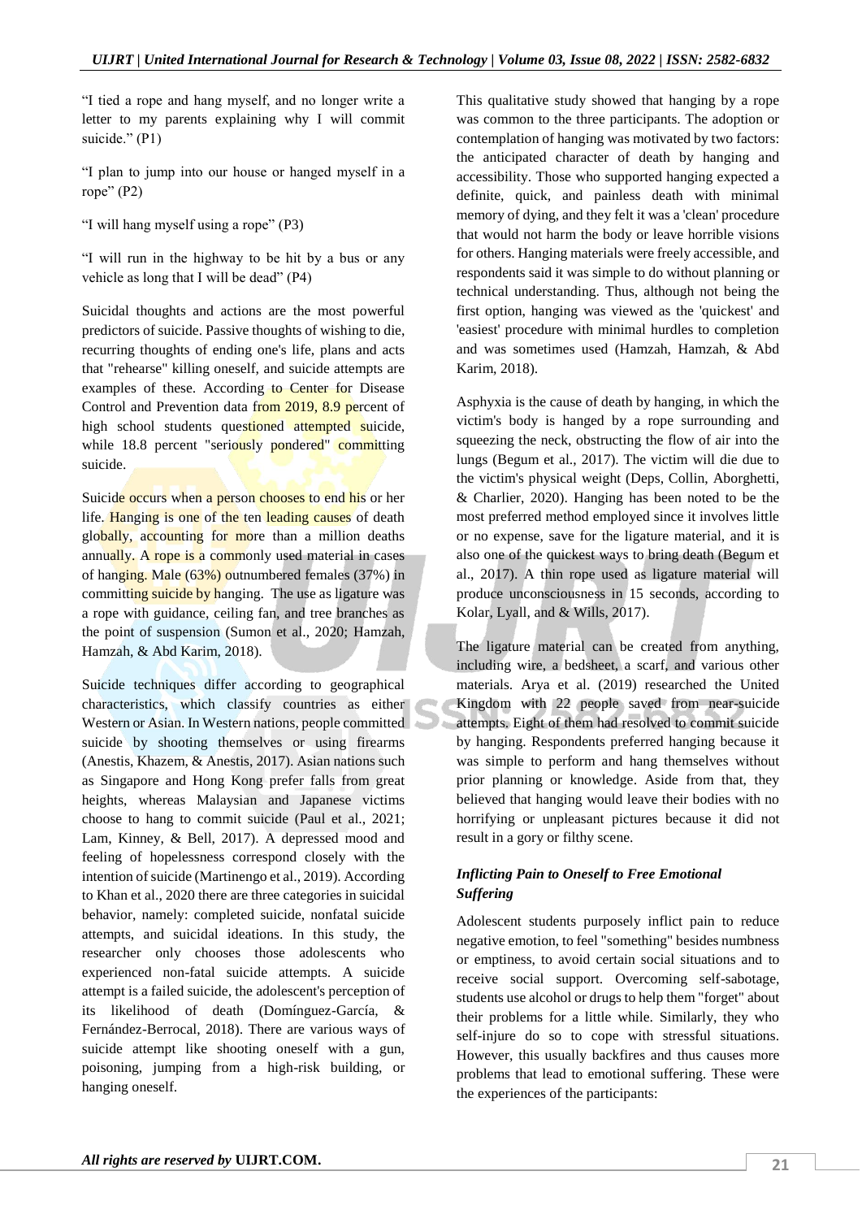"I tied a rope and hang myself, and no longer write a letter to my parents explaining why I will commit suicide." (P1)

"I plan to jump into our house or hanged myself in a rope" (P2)

"I will hang myself using a rope" (P3)

"I will run in the highway to be hit by a bus or any vehicle as long that I will be dead" (P4)

Suicidal thoughts and actions are the most powerful predictors of suicide. Passive thoughts of wishing to die, recurring thoughts of ending one's life, plans and acts that "rehearse" killing oneself, and suicide attempts are examples of these. According to Center for Disease Control and Prevention data from 2019, 8.9 percent of high school students questioned attempted suicide, while 18.8 percent "seriously pondered" committing suicide.

Suicide occurs when a person chooses to end his or her life. Hanging is one of the ten leading causes of death globally, accounting for more than a million deaths annually. A rope is a commonly used material in cases of hanging. Male (63%) outnumbered females (37%) in committing suicide by hanging. The use as ligature was a rope with guidance, ceiling fan, and tree branches as the point of suspension (Sumon et al., 2020; Hamzah, Hamzah, & Abd Karim, 2018).

Suicide techniques differ according to geographical characteristics, which classify countries as either Western or Asian. In Western nations, people committed suicide by shooting themselves or using firearms (Anestis, Khazem, & Anestis, 2017). Asian nations such as Singapore and Hong Kong prefer falls from great heights, whereas Malaysian and Japanese victims choose to hang to commit suicide (Paul et al., 2021; Lam, Kinney, & Bell, 2017). A depressed mood and feeling of hopelessness correspond closely with the intention of suicide (Martinengo et al., 2019). According to Khan et al., 2020 there are three categories in suicidal behavior, namely: completed suicide, nonfatal suicide attempts, and suicidal ideations. In this study, the researcher only chooses those adolescents who experienced non-fatal suicide attempts. A suicide attempt is a failed suicide, the adolescent's perception of its likelihood of death (Domínguez-García, & Fernández-Berrocal, 2018). There are various ways of suicide attempt like shooting oneself with a gun, poisoning, jumping from a high-risk building, or hanging oneself.

This qualitative study showed that hanging by a rope was common to the three participants. The adoption or contemplation of hanging was motivated by two factors: the anticipated character of death by hanging and accessibility. Those who supported hanging expected a definite, quick, and painless death with minimal memory of dying, and they felt it was a 'clean' procedure that would not harm the body or leave horrible visions for others. Hanging materials were freely accessible, and respondents said it was simple to do without planning or technical understanding. Thus, although not being the first option, hanging was viewed as the 'quickest' and 'easiest' procedure with minimal hurdles to completion and was sometimes used (Hamzah, Hamzah, & Abd Karim, 2018).

Asphyxia is the cause of death by hanging, in which the victim's body is hanged by a rope surrounding and squeezing the neck, obstructing the flow of air into the lungs (Begum et al., 2017). The victim will die due to the victim's physical weight (Deps, Collin, Aborghetti, & Charlier, 2020). Hanging has been noted to be the most preferred method employed since it involves little or no expense, save for the ligature material, and it is also one of the quickest ways to bring death (Begum et al., 2017). A thin rope used as ligature material will produce unconsciousness in 15 seconds, according to Kolar, Lyall, and & Wills, 2017).

The ligature material can be created from anything, including wire, a bedsheet, a scarf, and various other materials. Arya et al. (2019) researched the United Kingdom with 22 people saved from near-suicide attempts. Eight of them had resolved to commit suicide by hanging. Respondents preferred hanging because it was simple to perform and hang themselves without prior planning or knowledge. Aside from that, they believed that hanging would leave their bodies with no horrifying or unpleasant pictures because it did not result in a gory or filthy scene.

***Inflicting Pain to Oneself to Free Emotional Suffering***

Adolescent students purposely inflict pain to reduce negative emotion, to feel "something" besides numbness or emptiness, to avoid certain social situations and to receive social support. Overcoming self-sabotage, students use alcohol or drugs to help them "forget" about their problems for a little while. Similarly, they who self-injure do so to cope with stressful situations. However, this usually backfires and thus causes more problems that lead to emotional suffering. These were the experiences of the participants: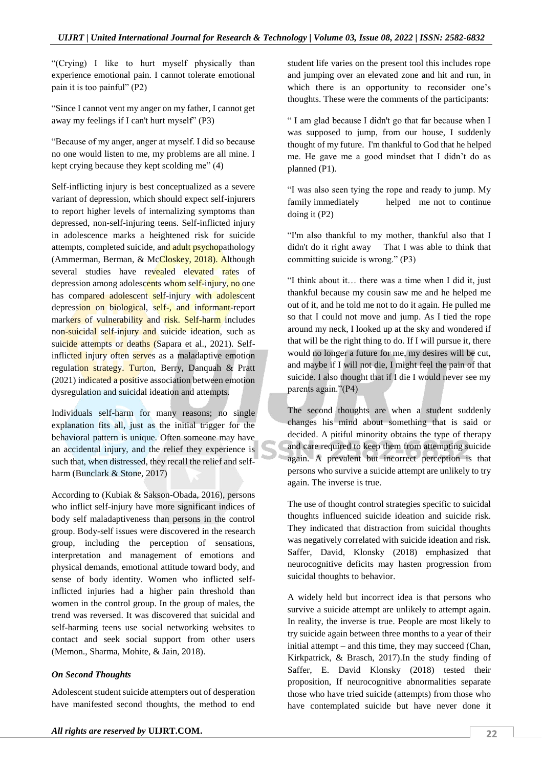"(Crying) I like to hurt myself physically than experience emotional pain. I cannot tolerate emotional pain it is too painful" (P2)

"Since I cannot vent my anger on my father, I cannot get away my feelings if I can't hurt myself" (P3)

"Because of my anger, anger at myself. I did so because no one would listen to me, my problems are all mine. I kept crying because they kept scolding me" (4)

Self-inflicting injury is best conceptualized as a severe variant of depression, which should expect self-injurers to report higher levels of internalizing symptoms than depressed, non-self-injuring teens. Self-inflicted injury in adolescence marks a heightened risk for suicide attempts, completed suicide, and adult psychopathology (Ammerman, Berman, & McCloskey, 2018). Although several studies have revealed elevated rates of depression among adolescents whom self-injury, no one has compared adolescent self-injury with adolescent depression on biological, self-, and informant-report markers of vulnerability and risk. Self-harm includes non-suicidal self-injury and suicide ideation, such as suicide attempts or deaths (Sapara et al., 2021). Self-inflicted injury often serves as a maladaptive emotion regulation strategy. Turton, Berry, Danquah & Pratt (2021) indicated a positive association between emotion dysregulation and suicidal ideation and attempts.

Individuals self-harm for many reasons; no single explanation fits all, just as the initial trigger for the behavioral pattern is unique. Often someone may have an accidental injury, and the relief they experience is such that, when distressed, they recall the relief and self-harm (Bunclark & Stone, 2017)

According to (Kubiak & Sakson-Obada, 2016), persons who inflict self-injury have more significant indices of body self maladaptiveness than persons in the control group. Body-self issues were discovered in the research group, including the perception of sensations, interpretation and management of emotions and physical demands, emotional attitude toward body, and sense of body identity. Women who inflicted self-inflicted injuries had a higher pain threshold than women in the control group. In the group of males, the trend was reversed. It was discovered that suicidal and self-harming teens use social networking websites to contact and seek social support from other users (Memon., Sharma, Mohite, & Jain, 2018).

***On Second Thoughts***

Adolescent student suicide attempters out of desperation have manifested second thoughts, the method to end student life varies on the present tool this includes rope and jumping over an elevated zone and hit and run, in which there is an opportunity to reconsider one's thoughts. These were the comments of the participants:

" I am glad because I didn't go that far because when I was supposed to jump, from our house, I suddenly thought of my future. I'm thankful to God that he helped me. He gave me a good mindset that I didn't do as planned (P1).

"I was also seen tying the rope and ready to jump. My family immediately helped me not to continue doing it (P2)

"I'm also thankful to my mother, thankful also that I didn't do it right away That I was able to think that committing suicide is wrong." (P3)

"I think about it… there was a time when I did it, just thankful because my cousin saw me and he helped me out of it, and he told me not to do it again. He pulled me so that I could not move and jump. As I tied the rope around my neck, I looked up at the sky and wondered if that will be the right thing to do. If I will pursue it, there would no longer a future for me, my desires will be cut, and maybe if I will not die, I might feel the pain of that suicide. I also thought that if I die I would never see my parents again."(P4)

The second thoughts are when a student suddenly changes his mind about something that is said or decided. A pitiful minority obtains the type of therapy and care required to keep them from attempting suicide again. A prevalent but incorrect perception is that persons who survive a suicide attempt are unlikely to try again. The inverse is true.

The use of thought control strategies specific to suicidal thoughts influenced suicide ideation and suicide risk. They indicated that distraction from suicidal thoughts was negatively correlated with suicide ideation and risk. Saffer, David, Klonsky (2018) emphasized that neurocognitive deficits may hasten progression from suicidal thoughts to behavior.

A widely held but incorrect idea is that persons who survive a suicide attempt are unlikely to attempt again. In reality, the inverse is true. People are most likely to try suicide again between three months to a year of their initial attempt – and this time, they may succeed (Chan, Kirkpatrick, & Brasch, 2017).In the study finding of Saffer, E. David Klonsky (2018) tested their proposition, If neurocognitive abnormalities separate those who have tried suicide (attempts) from those who have contemplated suicide but have never done it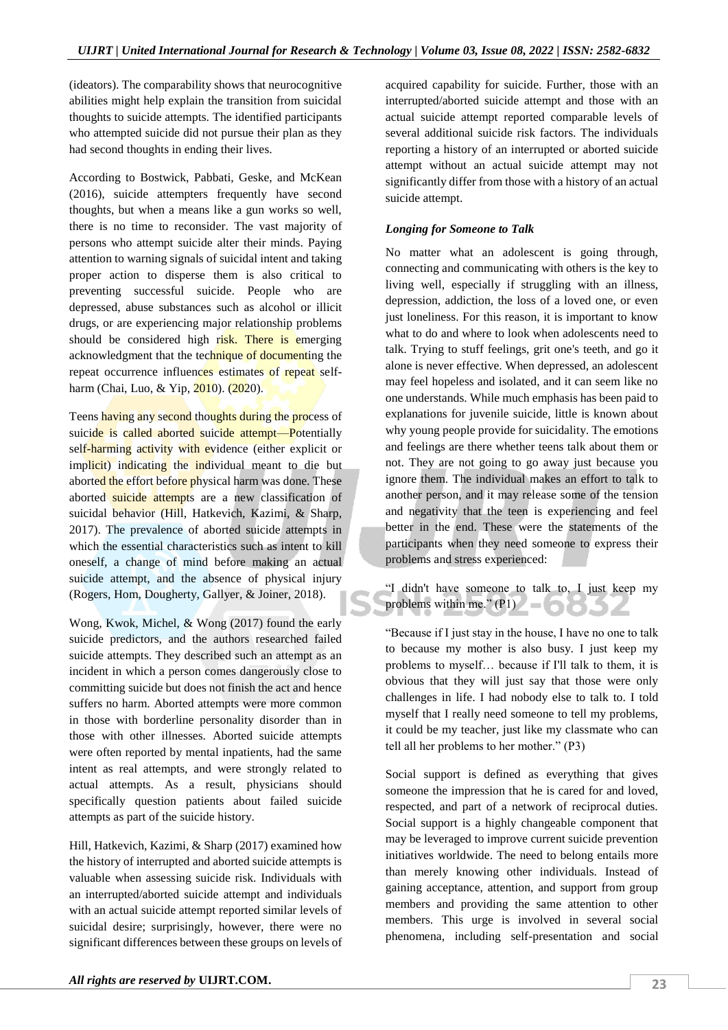(ideators). The comparability shows that neurocognitive abilities might help explain the transition from suicidal thoughts to suicide attempts. The identified participants who attempted suicide did not pursue their plan as they had second thoughts in ending their lives.

According to Bostwick, Pabbati, Geske, and McKean (2016), suicide attempters frequently have second thoughts, but when a means like a gun works so well, there is no time to reconsider. The vast majority of persons who attempt suicide alter their minds. Paying attention to warning signals of suicidal intent and taking proper action to disperse them is also critical to preventing successful suicide. People who are depressed, abuse substances such as alcohol or illicit drugs, or are experiencing major relationship problems should be considered high risk. There is emerging acknowledgment that the technique of documenting the repeat occurrence influences estimates of repeat self-harm (Chai, Luo, & Yip, 2010). (2020).

Teens having any second thoughts during the process of suicide is called aborted suicide attempt—Potentially self-harming activity with evidence (either explicit or implicit) indicating the individual meant to die but aborted the effort before physical harm was done. These aborted suicide attempts are a new classification of suicidal behavior (Hill, Hatkevich, Kazimi, & Sharp, 2017). The prevalence of aborted suicide attempts in which the essential characteristics such as intent to kill oneself, a change of mind before making an actual suicide attempt, and the absence of physical injury (Rogers, Hom, Dougherty, Gallyer, & Joiner, 2018).

Wong, Kwok, Michel, & Wong (2017) found the early suicide predictors, and the authors researched failed suicide attempts. They described such an attempt as an incident in which a person comes dangerously close to committing suicide but does not finish the act and hence suffers no harm. Aborted attempts were more common in those with borderline personality disorder than in those with other illnesses. Aborted suicide attempts were often reported by mental inpatients, had the same intent as real attempts, and were strongly related to actual attempts. As a result, physicians should specifically question patients about failed suicide attempts as part of the suicide history.

Hill, Hatkevich, Kazimi, & Sharp (2017) examined how the history of interrupted and aborted suicide attempts is valuable when assessing suicide risk. Individuals with an interrupted/aborted suicide attempt and individuals with an actual suicide attempt reported similar levels of suicidal desire; surprisingly, however, there were no significant differences between these groups on levels of acquired capability for suicide. Further, those with an interrupted/aborted suicide attempt and those with an actual suicide attempt reported comparable levels of several additional suicide risk factors. The individuals reporting a history of an interrupted or aborted suicide attempt without an actual suicide attempt may not significantly differ from those with a history of an actual suicide attempt.

***Longing for Someone to Talk***

No matter what an adolescent is going through, connecting and communicating with others is the key to living well, especially if struggling with an illness, depression, addiction, the loss of a loved one, or even just loneliness. For this reason, it is important to know what to do and where to look when adolescents need to talk. Trying to stuff feelings, grit one's teeth, and go it alone is never effective. When depressed, an adolescent may feel hopeless and isolated, and it can seem like no one understands. While much emphasis has been paid to explanations for juvenile suicide, little is known about why young people provide for suicidality. The emotions and feelings are there whether teens talk about them or not. They are not going to go away just because you ignore them. The individual makes an effort to talk to another person, and it may release some of the tension and negativity that the teen is experiencing and feel better in the end. These were the statements of the participants when they need someone to express their problems and stress experienced:

"I didn't have someone to talk to, I just keep my problems within me." (P1)

"Because if I just stay in the house, I have no one to talk to because my mother is also busy. I just keep my problems to myself… because if I'll talk to them, it is obvious that they will just say that those were only challenges in life. I had nobody else to talk to. I told myself that I really need someone to tell my problems, it could be my teacher, just like my classmate who can tell all her problems to her mother." (P3)

Social support is defined as everything that gives someone the impression that he is cared for and loved, respected, and part of a network of reciprocal duties. Social support is a highly changeable component that may be leveraged to improve current suicide prevention initiatives worldwide. The need to belong entails more than merely knowing other individuals. Instead of gaining acceptance, attention, and support from group members and providing the same attention to other members. This urge is involved in several social phenomena, including self-presentation and social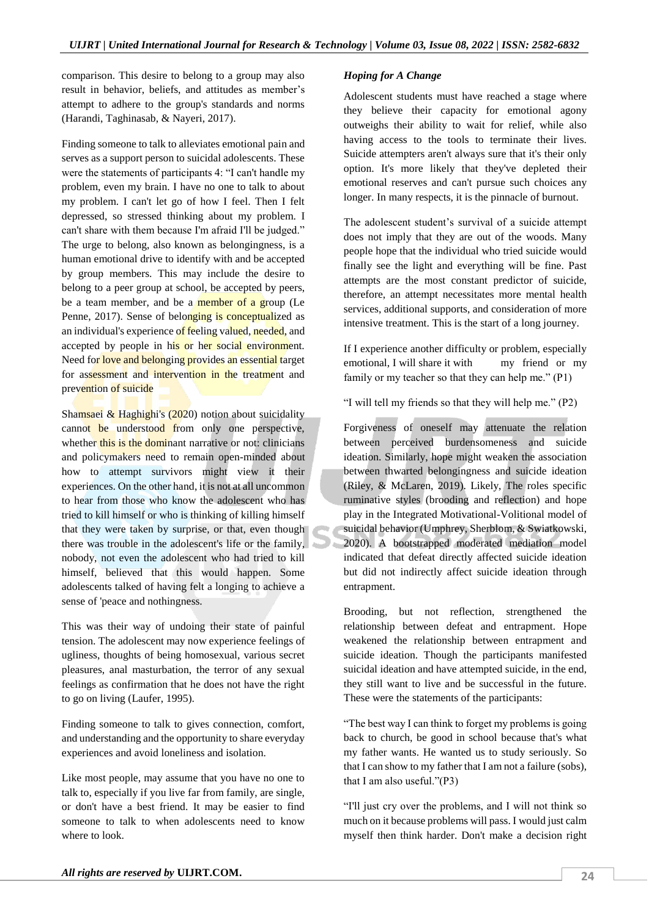comparison. This desire to belong to a group may also result in behavior, beliefs, and attitudes as member's attempt to adhere to the group's standards and norms (Harandi, Taghinasab, & Nayeri, 2017).

Finding someone to talk to alleviates emotional pain and serves as a support person to suicidal adolescents. These were the statements of participants 4: "I can't handle my problem, even my brain. I have no one to talk to about my problem. I can't let go of how I feel. Then I felt depressed, so stressed thinking about my problem. I can't share with them because I'm afraid I'll be judged." The urge to belong, also known as belongingness, is a human emotional drive to identify with and be accepted by group members. This may include the desire to belong to a peer group at school, be accepted by peers, be a team member, and be a member of a group (Le Penne, 2017). Sense of belonging is conceptualized as an individual's experience of feeling valued, needed, and accepted by people in his or her social environment. Need for love and belonging provides an essential target for assessment and intervention in the treatment and prevention of suicide

Shamsaei & Haghighi's (2020) notion about suicidality cannot be understood from only one perspective, whether this is the dominant narrative or not: clinicians and policymakers need to remain open-minded about how to attempt survivors might view it their experiences. On the other hand, it is not at all uncommon to hear from those who know the adolescent who has tried to kill himself or who is thinking of killing himself that they were taken by surprise, or that, even though there was trouble in the adolescent's life or the family, nobody, not even the adolescent who had tried to kill himself, believed that this would happen. Some adolescents talked of having felt a longing to achieve a sense of 'peace and nothingness.

This was their way of undoing their state of painful tension. The adolescent may now experience feelings of ugliness, thoughts of being homosexual, various secret pleasures, anal masturbation, the terror of any sexual feelings as confirmation that he does not have the right to go on living (Laufer, 1995).

Finding someone to talk to gives connection, comfort, and understanding and the opportunity to share everyday experiences and avoid loneliness and isolation.

Like most people, may assume that you have no one to talk to, especially if you live far from family, are single, or don't have a best friend. It may be easier to find someone to talk to when adolescents need to know where to look.

### *Hoping for A Change*

Adolescent students must have reached a stage where they believe their capacity for emotional agony outweighs their ability to wait for relief, while also having access to the tools to terminate their lives. Suicide attempters aren't always sure that it's their only option. It's more likely that they've depleted their emotional reserves and can't pursue such choices any longer. In many respects, it is the pinnacle of burnout.

The adolescent student's survival of a suicide attempt does not imply that they are out of the woods. Many people hope that the individual who tried suicide would finally see the light and everything will be fine. Past attempts are the most constant predictor of suicide, therefore, an attempt necessitates more mental health services, additional supports, and consideration of more intensive treatment. This is the start of a long journey.

If I experience another difficulty or problem, especially emotional, I will share it with my friend or my family or my teacher so that they can help me." (P1)

"I will tell my friends so that they will help me." (P2)

Forgiveness of oneself may attenuate the relation between perceived burdensomeness and suicide ideation. Similarly, hope might weaken the association between thwarted belongingness and suicide ideation (Riley, & McLaren, 2019). Likely, The roles specific ruminative styles (brooding and reflection) and hope play in the Integrated Motivational-Volitional model of suicidal behavior (Umphrey, Sherblom, & Swiatkowski, 2020). A bootstrapped moderated mediation model indicated that defeat directly affected suicide ideation but did not indirectly affect suicide ideation through entrapment.

Brooding, but not reflection, strengthened the relationship between defeat and entrapment. Hope weakened the relationship between entrapment and suicide ideation. Though the participants manifested suicidal ideation and have attempted suicide, in the end, they still want to live and be successful in the future. These were the statements of the participants:

"The best way I can think to forget my problems is going back to church, be good in school because that's what my father wants. He wanted us to study seriously. So that I can show to my father that I am not a failure (sobs), that I am also useful."(P3)

"I'll just cry over the problems, and I will not think so much on it because problems will pass. I would just calm myself then think harder. Don't make a decision right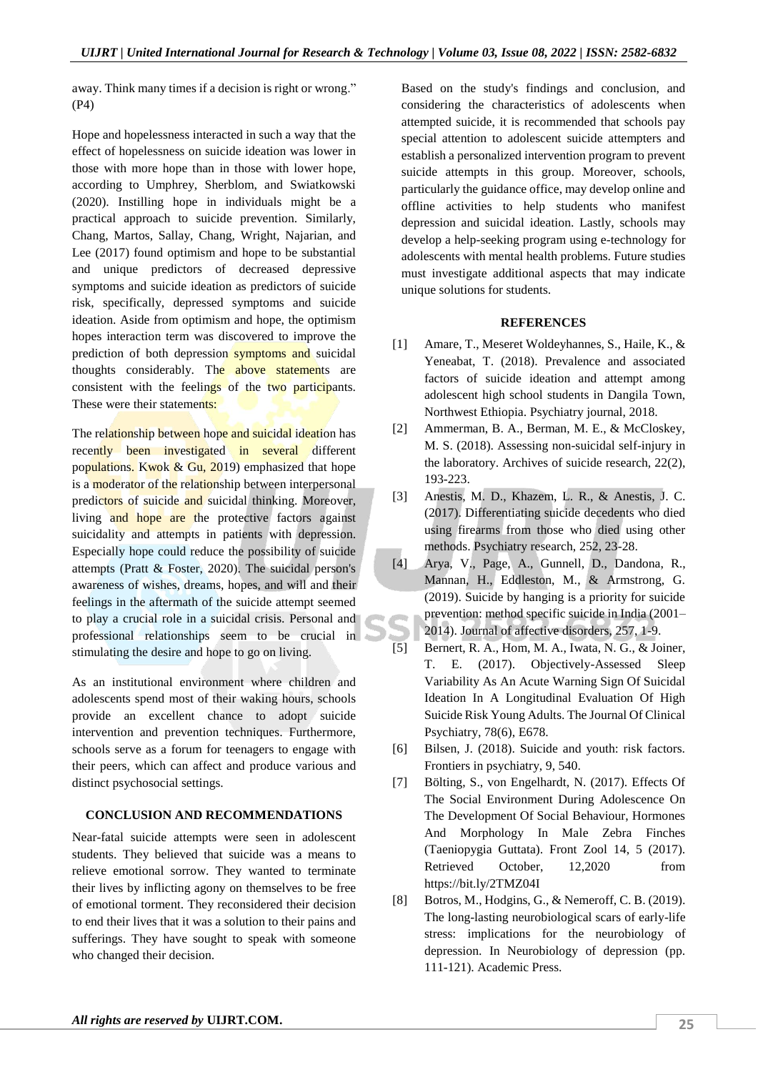away. Think many times if a decision is right or wrong." (P4)

Hope and hopelessness interacted in such a way that the effect of hopelessness on suicide ideation was lower in those with more hope than in those with lower hope, according to Umphrey, Sherblom, and Swiatkowski (2020). Instilling hope in individuals might be a practical approach to suicide prevention. Similarly, Chang, Martos, Sallay, Chang, Wright, Najarian, and Lee (2017) found optimism and hope to be substantial and unique predictors of decreased depressive symptoms and suicide ideation as predictors of suicide risk, specifically, depressed symptoms and suicide ideation. Aside from optimism and hope, the optimism hopes interaction term was discovered to improve the prediction of both depression symptoms and suicidal thoughts considerably. The above statements are consistent with the feelings of the two participants. These were their statements:

The relationship between hope and suicidal ideation has recently been investigated in several different populations. Kwok & Gu, 2019) emphasized that hope is a moderator of the relationship between interpersonal predictors of suicide and suicidal thinking. Moreover, living and hope are the protective factors against suicidality and attempts in patients with depression. Especially hope could reduce the possibility of suicide attempts (Pratt & Foster, 2020). The suicidal person's awareness of wishes, dreams, hopes, and will and their feelings in the aftermath of the suicide attempt seemed to play a crucial role in a suicidal crisis. Personal and professional relationships seem to be crucial in stimulating the desire and hope to go on living.

As an institutional environment where children and adolescents spend most of their waking hours, schools provide an excellent chance to adopt suicide intervention and prevention techniques. Furthermore, schools serve as a forum for teenagers to engage with their peers, which can affect and produce various and distinct psychosocial settings.

## CONCLUSION AND RECOMMENDATIONS

Near-fatal suicide attempts were seen in adolescent students. They believed that suicide was a means to relieve emotional sorrow. They wanted to terminate their lives by inflicting agony on themselves to be free of emotional torment. They reconsidered their decision to end their lives that it was a solution to their pains and sufferings. They have sought to speak with someone who changed their decision.

Based on the study's findings and conclusion, and considering the characteristics of adolescents when attempted suicide, it is recommended that schools pay special attention to adolescent suicide attempters and establish a personalized intervention program to prevent suicide attempts in this group. Moreover, schools, particularly the guidance office, may develop online and offline activities to help students who manifest depression and suicidal ideation. Lastly, schools may develop a help-seeking program using e-technology for adolescents with mental health problems. Future studies must investigate additional aspects that may indicate unique solutions for students.

## REFERENCES

[1] Amare, T., Meseret Woldeyhannes, S., Haile, K., & Yeneabat, T. (2018). Prevalence and associated factors of suicide ideation and attempt among adolescent high school students in Dangila Town, Northwest Ethiopia. Psychiatry journal, 2018.

[2] Ammerman, B. A., Berman, M. E., & McCloskey, M. S. (2018). Assessing non-suicidal self-injury in the laboratory. Archives of suicide research, 22(2), 193-223.

[3] Anestis, M. D., Khazem, L. R., & Anestis, J. C. (2017). Differentiating suicide decedents who died using firearms from those who died using other methods. Psychiatry research, 252, 23-28.

[4] Arya, V., Page, A., Gunnell, D., Dandona, R., Mannan, H., Eddleston, M., & Armstrong, G. (2019). Suicide by hanging is a priority for suicide prevention: method specific suicide in India (2001–2014). Journal of affective disorders, 257, 1-9.

[5] Bernert, R. A., Hom, M. A., Iwata, N. G., & Joiner, T. E. (2017). Objectively-Assessed Sleep Variability As An Acute Warning Sign Of Suicidal Ideation In A Longitudinal Evaluation Of High Suicide Risk Young Adults. The Journal Of Clinical Psychiatry, 78(6), E678.

[6] Bilsen, J. (2018). Suicide and youth: risk factors. Frontiers in psychiatry, 9, 540.

[7] Bölting, S., von Engelhardt, N. (2017). Effects Of The Social Environment During Adolescence On The Development Of Social Behaviour, Hormones And Morphology In Male Zebra Finches (Taeniopygia Guttata). Front Zool 14, 5 (2017). Retrieved October, 12,2020 from https://bit.ly/2TMZ04I

[8] Botros, M., Hodgins, G., & Nemeroff, C. B. (2019). The long-lasting neurobiological scars of early-life stress: implications for the neurobiology of depression. In Neurobiology of depression (pp. 111-121). Academic Press.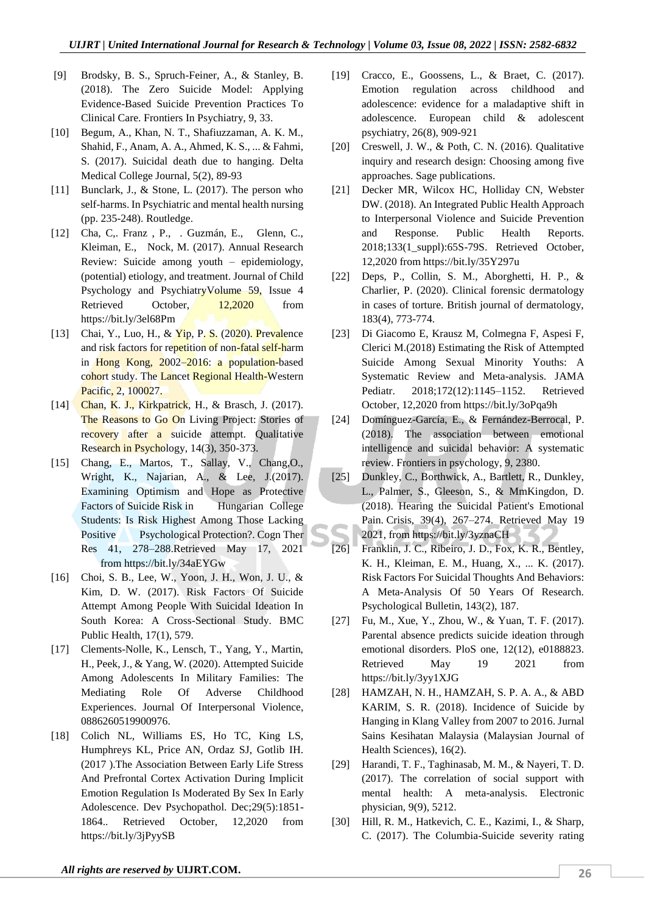[9] Brodsky, B. S., Spruch-Feiner, A., & Stanley, B. (2018). The Zero Suicide Model: Applying Evidence-Based Suicide Prevention Practices To Clinical Care. Frontiers In Psychiatry, 9, 33.

[10] Begum, A., Khan, N. T., Shafiuzzaman, A. K. M., Shahid, F., Anam, A. A., Ahmed, K. S., ... & Fahmi, S. (2017). Suicidal death due to hanging. Delta Medical College Journal, 5(2), 89-93

[11] Bunclark, J., & Stone, L. (2017). The person who self-harms. In Psychiatric and mental health nursing (pp. 235-248). Routledge.

[12] Cha, C,. Franz , P., . Guzmán, E., Glenn, C., Kleiman, E., Nock, M. (2017). Annual Research Review: Suicide among youth – epidemiology, (potential) etiology, and treatment. Journal of Child Psychology and PsychiatryVolume 59, Issue 4 Retrieved October, 12,2020 from https://bit.ly/3el68Pm

[13] Chai, Y., Luo, H., & Yip, P. S. (2020). Prevalence and risk factors for repetition of non-fatal self-harm in Hong Kong, 2002–2016: a population-based cohort study. The Lancet Regional Health-Western Pacific, 2, 100027.

[14] Chan, K. J., Kirkpatrick, H., & Brasch, J. (2017). The Reasons to Go On Living Project: Stories of recovery after a suicide attempt. Qualitative Research in Psychology, 14(3), 350-373.

[15] Chang, E., Martos, T., Sallay, V., Chang,O., Wright, K., Najarian, A., & Lee, J.(2017). Examining Optimism and Hope as Protective Factors of Suicide Risk in Hungarian College Students: Is Risk Highest Among Those Lacking Positive Psychological Protection?. Cogn Ther Res 41, 278–288.Retrieved May 17, 2021 from https://bit.ly/34aEYGw

[16] Choi, S. B., Lee, W., Yoon, J. H., Won, J. U., & Kim, D. W. (2017). Risk Factors Of Suicide Attempt Among People With Suicidal Ideation In South Korea: A Cross-Sectional Study. BMC Public Health, 17(1), 579.

[17] Clements-Nolle, K., Lensch, T., Yang, Y., Martin, H., Peek, J., & Yang, W. (2020). Attempted Suicide Among Adolescents In Military Families: The Mediating Role Of Adverse Childhood Experiences. Journal Of Interpersonal Violence, 0886260519900976.

[18] Colich NL, Williams ES, Ho TC, King LS, Humphreys KL, Price AN, Ordaz SJ, Gotlib IH. (2017 ).The Association Between Early Life Stress And Prefrontal Cortex Activation During Implicit Emotion Regulation Is Moderated By Sex In Early Adolescence. Dev Psychopathol. Dec;29(5):1851-1864.. Retrieved October, 12,2020 from https://bit.ly/3jPyySB

[19] Cracco, E., Goossens, L., & Braet, C. (2017). Emotion regulation across childhood and adolescence: evidence for a maladaptive shift in adolescence. European child & adolescent psychiatry, 26(8), 909-921

[20] Creswell, J. W., & Poth, C. N. (2016). Qualitative inquiry and research design: Choosing among five approaches. Sage publications.

[21] Decker MR, Wilcox HC, Holliday CN, Webster DW. (2018). An Integrated Public Health Approach to Interpersonal Violence and Suicide Prevention and Response. Public Health Reports. 2018;133(1_suppl):65S-79S. Retrieved October, 12,2020 from https://bit.ly/35Y297u

[22] Deps, P., Collin, S. M., Aborghetti, H. P., & Charlier, P. (2020). Clinical forensic dermatology in cases of torture. British journal of dermatology, 183(4), 773-774.

[23] Di Giacomo E, Krausz M, Colmegna F, Aspesi F, Clerici M.(2018) Estimating the Risk of Attempted Suicide Among Sexual Minority Youths: A Systematic Review and Meta-analysis. JAMA Pediatr. 2018;172(12):1145–1152. Retrieved October, 12,2020 from https://bit.ly/3oPqa9h

[24] Domínguez-García, E., & Fernández-Berrocal, P. (2018). The association between emotional intelligence and suicidal behavior: A systematic review. Frontiers in psychology, 9, 2380.

[25] Dunkley, C., Borthwick, A., Bartlett, R., Dunkley, L., Palmer, S., Gleeson, S., & MmKingdon, D. (2018). Hearing the Suicidal Patient's Emotional Pain. Crisis, 39(4), 267–274. Retrieved May 19 2021, from https://bit.ly/3yznaCH

[26] Franklin, J. C., Ribeiro, J. D., Fox, K. R., Bentley, K. H., Kleiman, E. M., Huang, X., ... K. (2017). Risk Factors For Suicidal Thoughts And Behaviors: A Meta-Analysis Of 50 Years Of Research. Psychological Bulletin, 143(2), 187.

[27] Fu, M., Xue, Y., Zhou, W., & Yuan, T. F. (2017). Parental absence predicts suicide ideation through emotional disorders. PloS one, 12(12), e0188823. Retrieved May 19 2021 from https://bit.ly/3yy1XJG

[28] HAMZAH, N. H., HAMZAH, S. P. A. A., & ABD KARIM, S. R. (2018). Incidence of Suicide by Hanging in Klang Valley from 2007 to 2016. Jurnal Sains Kesihatan Malaysia (Malaysian Journal of Health Sciences), 16(2).

[29] Harandi, T. F., Taghinasab, M. M., & Nayeri, T. D. (2017). The correlation of social support with mental health: A meta-analysis. Electronic physician, 9(9), 5212.

[30] Hill, R. M., Hatkevich, C. E., Kazimi, I., & Sharp, C. (2017). The Columbia-Suicide severity rating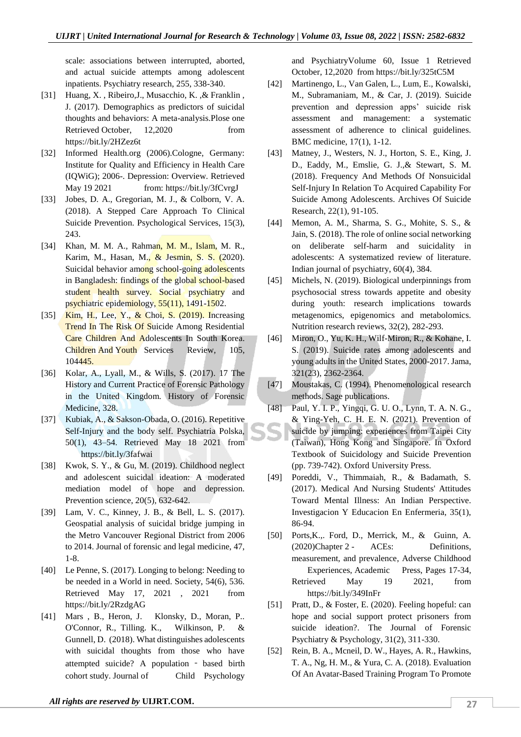scale: associations between interrupted, aborted, and actual suicide attempts among adolescent inpatients. Psychiatry research, 255, 338-340.

[31] Huang, X. , Ribeiro,J., Musacchio, K. ,& Franklin , J. (2017). Demographics as predictors of suicidal thoughts and behaviors: A meta-analysis.Plose one Retrieved October, 12,2020 from https://bit.ly/2HZez6t

[32] Informed Health.org (2006).Cologne, Germany: Institute for Quality and Efficiency in Health Care (IQWiG); 2006-. Depression: Overview. Retrieved May 19 2021 from: https://bit.ly/3fCvrgJ

[33] Jobes, D. A., Gregorian, M. J., & Colborn, V. A. (2018). A Stepped Care Approach To Clinical Suicide Prevention. Psychological Services, 15(3), 243.

[34] Khan, M. M. A., Rahman, M. M., Islam, M. R., Karim, M., Hasan, M., & Jesmin, S. S. (2020). Suicidal behavior among school-going adolescents in Bangladesh: findings of the global school-based student health survey. Social psychiatry and psychiatric epidemiology, 55(11), 1491-1502.

[35] Kim, H., Lee, Y., & Choi, S. (2019). Increasing Trend In The Risk Of Suicide Among Residential Care Children And Adolescents In South Korea. Children And Youth Services Review, 105, 104445.

[36] Kolar, A., Lyall, M., & Wills, S. (2017). 17 The History and Current Practice of Forensic Pathology in the United Kingdom. History of Forensic Medicine, 328.

[37] Kubiak, A., & Sakson-Obada, O. (2016). Repetitive Self-Injury and the body self. Psychiatria Polska, 50(1), 43–54. Retrieved May 18 2021 from https://bit.ly/3fafwai

[38] Kwok, S. Y., & Gu, M. (2019). Childhood neglect and adolescent suicidal ideation: A moderated mediation model of hope and depression. Prevention science, 20(5), 632-642.

[39] Lam, V. C., Kinney, J. B., & Bell, L. S. (2017). Geospatial analysis of suicidal bridge jumping in the Metro Vancouver Regional District from 2006 to 2014. Journal of forensic and legal medicine, 47, 1-8.

[40] Le Penne, S. (2017). Longing to belong: Needing to be needed in a World in need. Society, 54(6), 536. Retrieved May 17, 2021 , 2021 from https://bit.ly/2RzdgAG

[41] Mars , B., Heron, J. Klonsky, D., Moran, P.. O'Connor, R., Tilling. K., Wilkinson, P. & Gunnell, D. (2018). What distinguishes adolescents with suicidal thoughts from those who have attempted suicide? A population ‐ based birth cohort study. Journal of Child Psychology and PsychiatryVolume 60, Issue 1 Retrieved October, 12,2020 from https://bit.ly/325tC5M

[42] Martinengo, L., Van Galen, L., Lum, E., Kowalski, M., Subramaniam, M., & Car, J. (2019). Suicide prevention and depression apps' suicide risk assessment and management: a systematic assessment of adherence to clinical guidelines. BMC medicine, 17(1), 1-12.

[43] Matney, J., Westers, N. J., Horton, S. E., King, J. D., Eaddy, M., Emslie, G. J.,& Stewart, S. M. (2018). Frequency And Methods Of Nonsuicidal Self-Injury In Relation To Acquired Capability For Suicide Among Adolescents. Archives Of Suicide Research, 22(1), 91-105.

[44] Memon, A. M., Sharma, S. G., Mohite, S. S., & Jain, S. (2018). The role of online social networking on deliberate self-harm and suicidality in adolescents: A systematized review of literature. Indian journal of psychiatry, 60(4), 384.

[45] Michels, N. (2019). Biological underpinnings from psychosocial stress towards appetite and obesity during youth: research implications towards metagenomics, epigenomics and metabolomics. Nutrition research reviews, 32(2), 282-293.

[46] Miron, O., Yu, K. H., Wilf-Miron, R., & Kohane, I. S. (2019). Suicide rates among adolescents and young adults in the United States, 2000-2017. Jama, 321(23), 2362-2364.

[47] Moustakas, C. (1994). Phenomenological research methods. Sage publications.

[48] Paul, Y. I. P., Yingqi, G. U. O., Lynn, T. A. N. G., & Ying-Yeh, C. H. E. N. (2021). Prevention of suicide by jumping: experiences from Taipei City (Taiwan), Hong Kong and Singapore. In Oxford Textbook of Suicidology and Suicide Prevention (pp. 739-742). Oxford University Press.

[49] Poreddi, V., Thimmaiah, R., & Badamath, S. (2017). Medical And Nursing Students' Attitudes Toward Mental Illness: An Indian Perspective. Investigacion Y Educacion En Enfermeria, 35(1), 86-94.

[50] Ports,K.,. Ford, D., Merrick, M., & Guinn, A. (2020)Chapter 2 - ACEs: Definitions, measurement, and prevalence, Adverse Childhood Experiences, Academic Press, Pages 17-34, Retrieved May 19 2021, from https://bit.ly/349InFr

[51] Pratt, D., & Foster, E. (2020). Feeling hopeful: can hope and social support protect prisoners from suicide ideation?. The Journal of Forensic Psychiatry & Psychology, 31(2), 311-330.

[52] Rein, B. A., Mcneil, D. W., Hayes, A. R., Hawkins, T. A., Ng, H. M., & Yura, C. A. (2018). Evaluation Of An Avatar-Based Training Program To Promote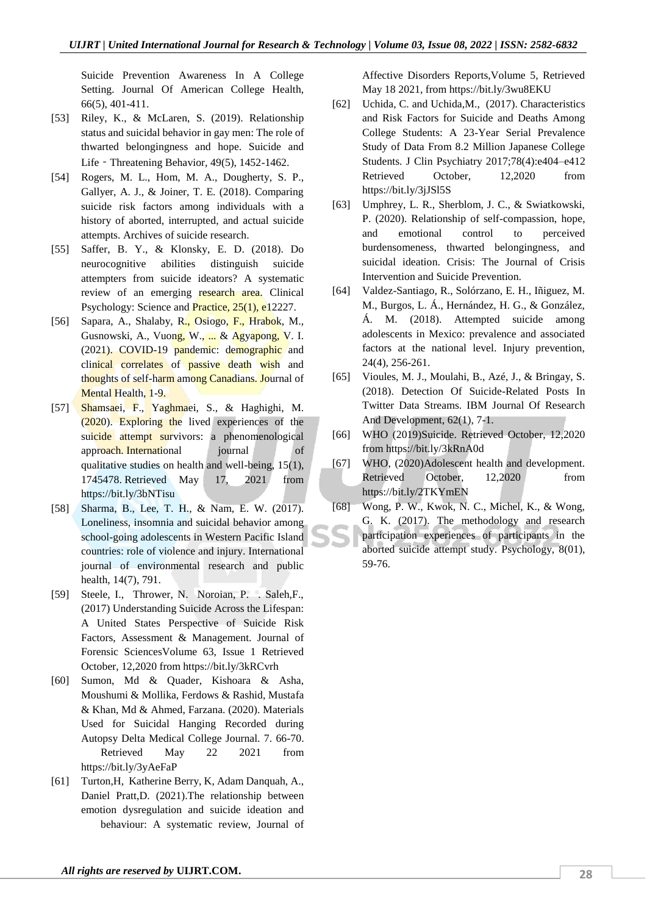Suicide Prevention Awareness In A College Setting. Journal Of American College Health, 66(5), 401-411.

[53] Riley, K., & McLaren, S. (2019). Relationship status and suicidal behavior in gay men: The role of thwarted belongingness and hope. Suicide and Life‐Threatening Behavior, 49(5), 1452-1462.

[54] Rogers, M. L., Hom, M. A., Dougherty, S. P., Gallyer, A. J., & Joiner, T. E. (2018). Comparing suicide risk factors among individuals with a history of aborted, interrupted, and actual suicide attempts. Archives of suicide research.

[55] Saffer, B. Y., & Klonsky, E. D. (2018). Do neurocognitive abilities distinguish suicide attempters from suicide ideators? A systematic review of an emerging research area. Clinical Psychology: Science and Practice, 25(1), e12227.

[56] Sapara, A., Shalaby, R., Osiogo, F., Hrabok, M., Gusnowski, A., Vuong, W., ... & Agyapong, V. I. (2021). COVID-19 pandemic: demographic and clinical correlates of passive death wish and thoughts of self-harm among Canadians. Journal of Mental Health, 1-9.

[57] Shamsaei, F., Yaghmaei, S., & Haghighi, M. (2020). Exploring the lived experiences of the suicide attempt survivors: a phenomenological approach. International journal of qualitative studies on health and well-being, 15(1), 1745478. Retrieved May 17, 2021 from https://bit.ly/3bNTisu

[58] Sharma, B., Lee, T. H., & Nam, E. W. (2017). Loneliness, insomnia and suicidal behavior among school-going adolescents in Western Pacific Island countries: role of violence and injury. International journal of environmental research and public health, 14(7), 791.

[59] Steele, I., Thrower, N. Noroian, P. . Saleh,F., (2017) Understanding Suicide Across the Lifespan: A United States Perspective of Suicide Risk Factors, Assessment & Management. Journal of Forensic SciencesVolume 63, Issue 1 Retrieved October, 12,2020 from https://bit.ly/3kRCvrh

[60] Sumon, Md & Quader, Kishoara & Asha, Moushumi & Mollika, Ferdows & Rashid, Mustafa & Khan, Md & Ahmed, Farzana. (2020). Materials Used for Suicidal Hanging Recorded during Autopsy Delta Medical College Journal. 7. 66-70. Retrieved May 22 2021 from https://bit.ly/3yAeFaP

[61] Turton,H, Katherine Berry, K, Adam Danquah, A., Daniel Pratt,D. (2021).The relationship between emotion dysregulation and suicide ideation and behaviour: A systematic review, Journal of Affective Disorders Reports,Volume 5, Retrieved May 18 2021, from https://bit.ly/3wu8EKU

[62] Uchida, C. and Uchida,M., (2017). Characteristics and Risk Factors for Suicide and Deaths Among College Students: A 23-Year Serial Prevalence Study of Data From 8.2 Million Japanese College Students. J Clin Psychiatry 2017;78(4):e404–e412 Retrieved October, 12,2020 from https://bit.ly/3jJSl5S

[63] Umphrey, L. R., Sherblom, J. C., & Swiatkowski, P. (2020). Relationship of self-compassion, hope, and emotional control to perceived burdensomeness, thwarted belongingness, and suicidal ideation. Crisis: The Journal of Crisis Intervention and Suicide Prevention.

[64] Valdez-Santiago, R., Solórzano, E. H., Iñiguez, M. M., Burgos, L. Á., Hernández, H. G., & González, Á. M. (2018). Attempted suicide among adolescents in Mexico: prevalence and associated factors at the national level. Injury prevention, 24(4), 256-261.

[65] Vioules, M. J., Moulahi, B., Azé, J., & Bringay, S. (2018). Detection Of Suicide-Related Posts In Twitter Data Streams. IBM Journal Of Research And Development, 62(1), 7-1.

[66] WHO (2019)Suicide. Retrieved October, 12,2020 from https://bit.ly/3kRnA0d

[67] WHO, (2020)Adolescent health and development. Retrieved October, 12,2020 from https://bit.ly/2TKYmEN

[68] Wong, P. W., Kwok, N. C., Michel, K., & Wong, G. K. (2017). The methodology and research participation experiences of participants in the aborted suicide attempt study. Psychology, 8(01), 59-76.